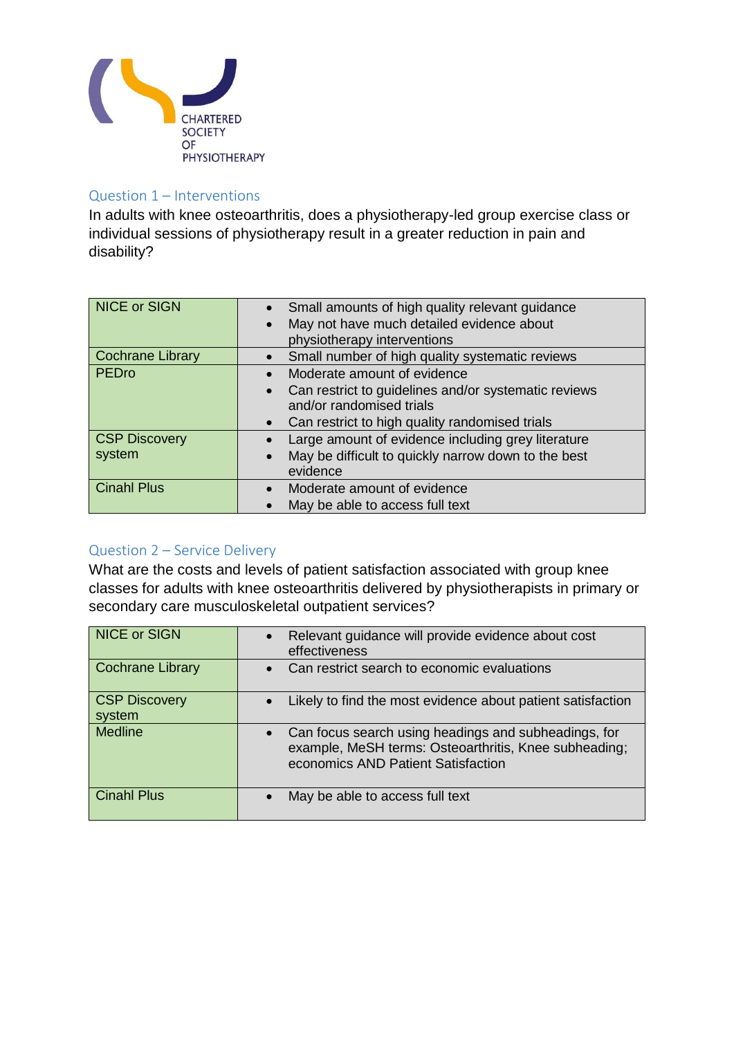CHARTERED SOCIETY OF PHYSIOTHERAPY

## Question 1 – Interventions

In adults with knee osteoarthritis, does a physiotherapy-led group exercise class or individual sessions of physiotherapy result in a greater reduction in pain and disability?

| | |
|---|---|
| NICE or SIGN | • Small amounts of high quality relevant guidance<br>• May not have much detailed evidence about physiotherapy interventions |
| Cochrane Library | • Small number of high quality systematic reviews |
| PEDro | • Moderate amount of evidence<br>• Can restrict to guidelines and/or systematic reviews and/or randomised trials<br>• Can restrict to high quality randomised trials |
| CSP Discovery system | • Large amount of evidence including grey literature<br>• May be difficult to quickly narrow down to the best evidence |
| Cinahl Plus | • Moderate amount of evidence<br>• May be able to access full text |

## Question 2 – Service Delivery

What are the costs and levels of patient satisfaction associated with group knee classes for adults with knee osteoarthritis delivered by physiotherapists in primary or secondary care musculoskeletal outpatient services?

| | |
|---|---|
| NICE or SIGN | • Relevant guidance will provide evidence about cost effectiveness |
| Cochrane Library | • Can restrict search to economic evaluations |
| CSP Discovery system | • Likely to find the most evidence about patient satisfaction |
| Medline | • Can focus search using headings and subheadings, for example, MeSH terms: Osteoarthritis, Knee subheading; economics AND Patient Satisfaction |
| Cinahl Plus | • May be able to access full text |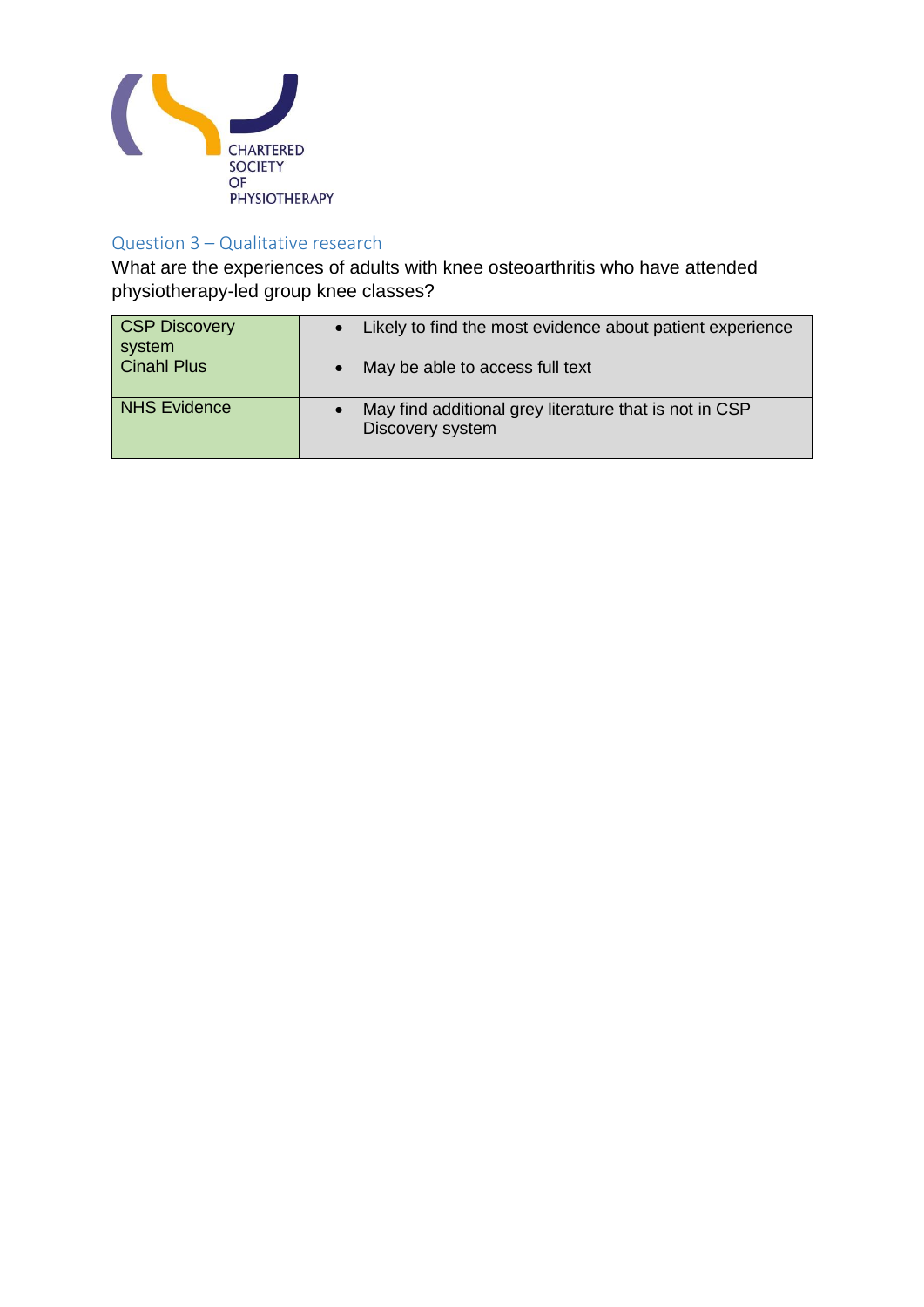CHARTERED SOCIETY OF PHYSIOTHERAPY

## Question 3 – Qualitative research

What are the experiences of adults with knee osteoarthritis who have attended physiotherapy-led group knee classes?

| | |
|---|---|
| CSP Discovery system | • Likely to find the most evidence about patient experience |
| Cinahl Plus | • May be able to access full text |
| NHS Evidence | • May find additional grey literature that is not in CSP Discovery system |